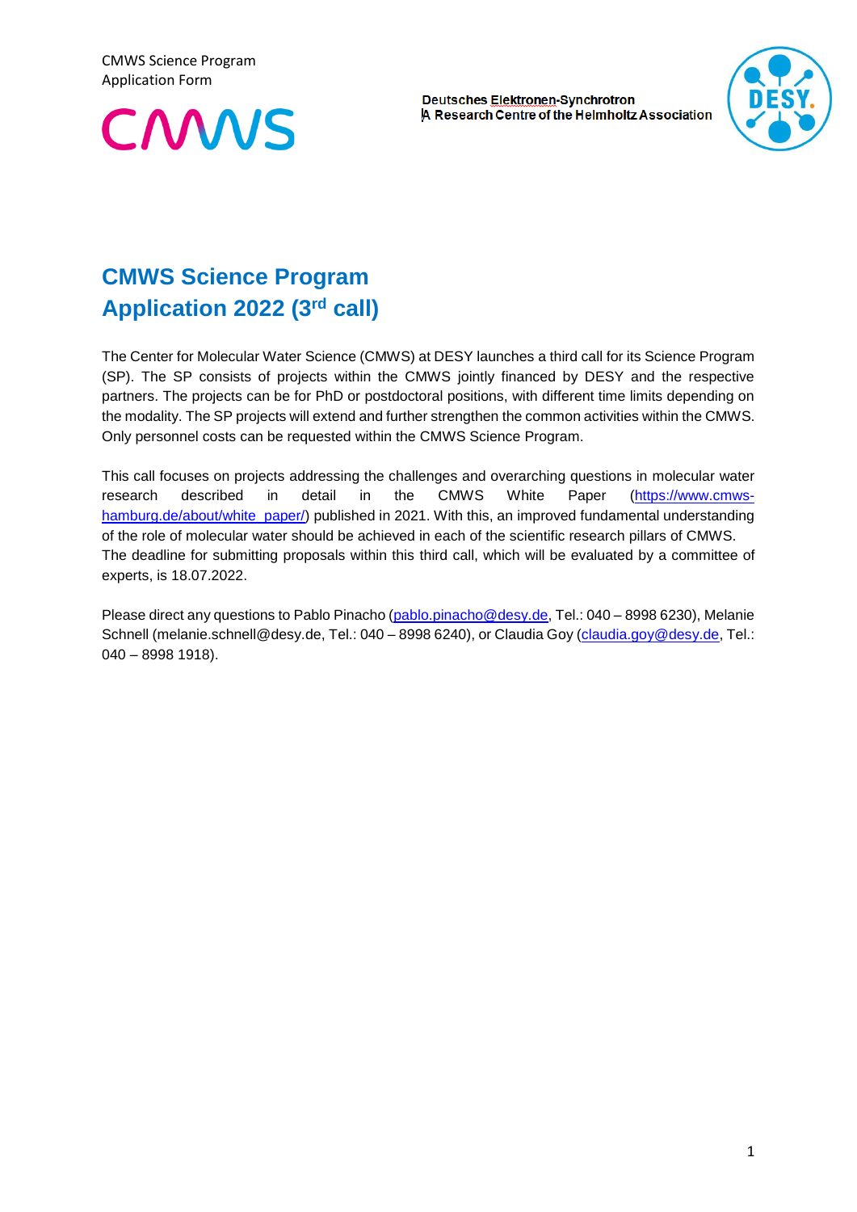CMWS Science Program
Application Form

CMWS

Deutsches Elektronen-Synchrotron
A Research Centre of the Helmholtz Association

# CMWS Science Program
# Application 2022 (3rd call)

The Center for Molecular Water Science (CMWS) at DESY launches a third call for its Science Program (SP). The SP consists of projects within the CMWS jointly financed by DESY and the respective partners. The projects can be for PhD or postdoctoral positions, with different time limits depending on the modality. The SP projects will extend and further strengthen the common activities within the CMWS. Only personnel costs can be requested within the CMWS Science Program.

This call focuses on projects addressing the challenges and overarching questions in molecular water research described in detail in the CMWS White Paper (https://www.cmws-hamburg.de/about/white_paper/) published in 2021. With this, an improved fundamental understanding of the role of molecular water should be achieved in each of the scientific research pillars of CMWS. The deadline for submitting proposals within this third call, which will be evaluated by a committee of experts, is 18.07.2022.

Please direct any questions to Pablo Pinacho (pablo.pinacho@desy.de, Tel.: 040 – 8998 6230), Melanie Schnell (melanie.schnell@desy.de, Tel.: 040 – 8998 6240), or Claudia Goy (claudia.goy@desy.de, Tel.: 040 – 8998 1918).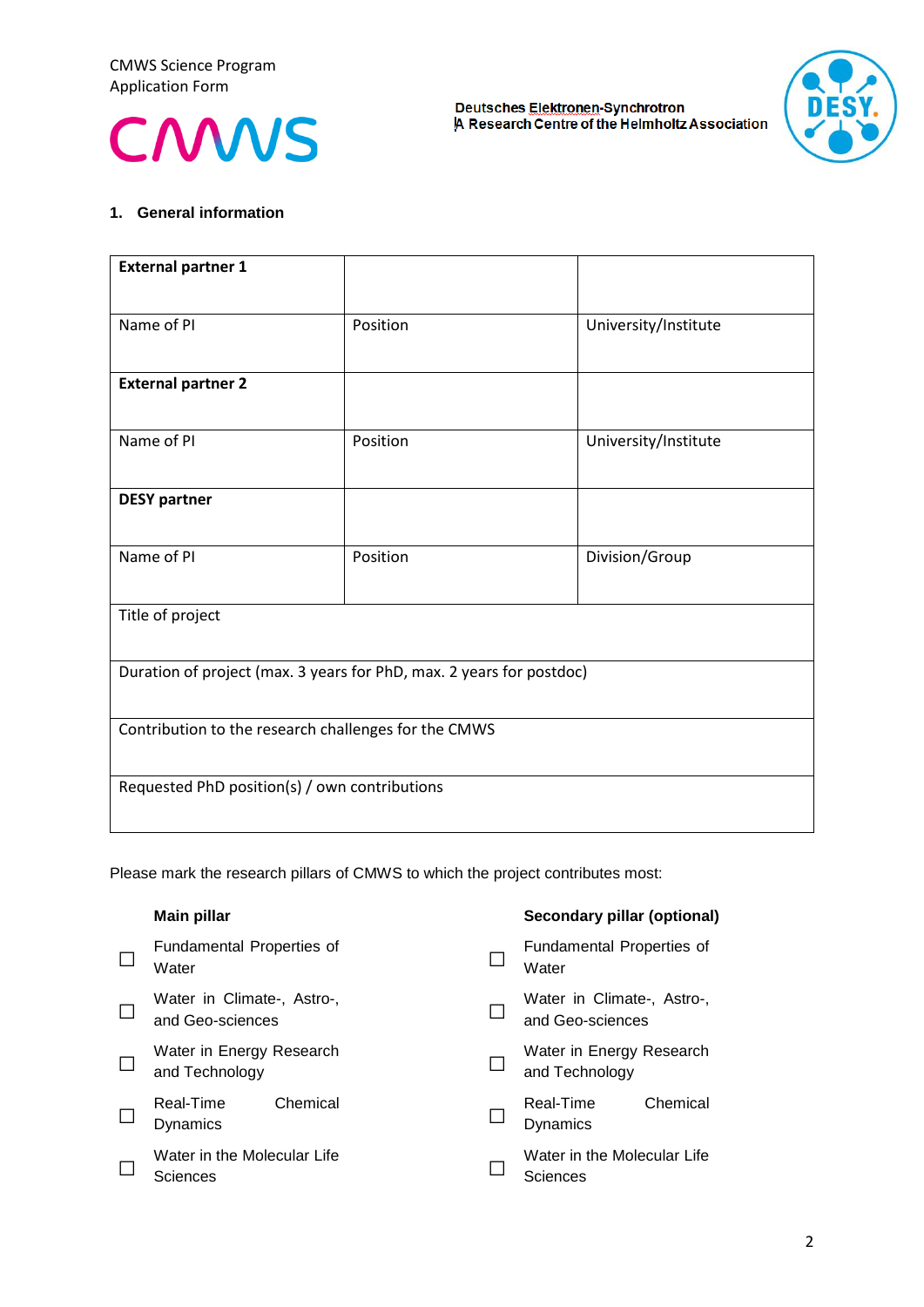CMWS Science Program
Application Form

CMWS

Deutsches Elektronen-Synchrotron
A Research Centre of the Helmholtz Association

DESY.

## 1. General information

| **External partner 1** | | |
|---|---|---|
| Name of PI | Position | University/Institute |
| **External partner 2** | | |
| Name of PI | Position | University/Institute |
| **DESY partner** | | |
| Name of PI | Position | Division/Group |
| Title of project | | |
| Duration of project (max. 3 years for PhD, max. 2 years for postdoc) | | |
| Contribution to the research challenges for the CMWS | | |
| Requested PhD position(s) / own contributions | | |

Please mark the research pillars of CMWS to which the project contributes most:

**Main pillar**

- ☐ Fundamental Properties of Water
- ☐ Water in Climate-, Astro-, and Geo-sciences
- ☐ Water in Energy Research and Technology
- ☐ Real-Time Chemical Dynamics
- ☐ Water in the Molecular Life Sciences

**Secondary pillar (optional)**

- ☐ Fundamental Properties of Water
- ☐ Water in Climate-, Astro-, and Geo-sciences
- ☐ Water in Energy Research and Technology
- ☐ Real-Time Chemical Dynamics
- ☐ Water in the Molecular Life Sciences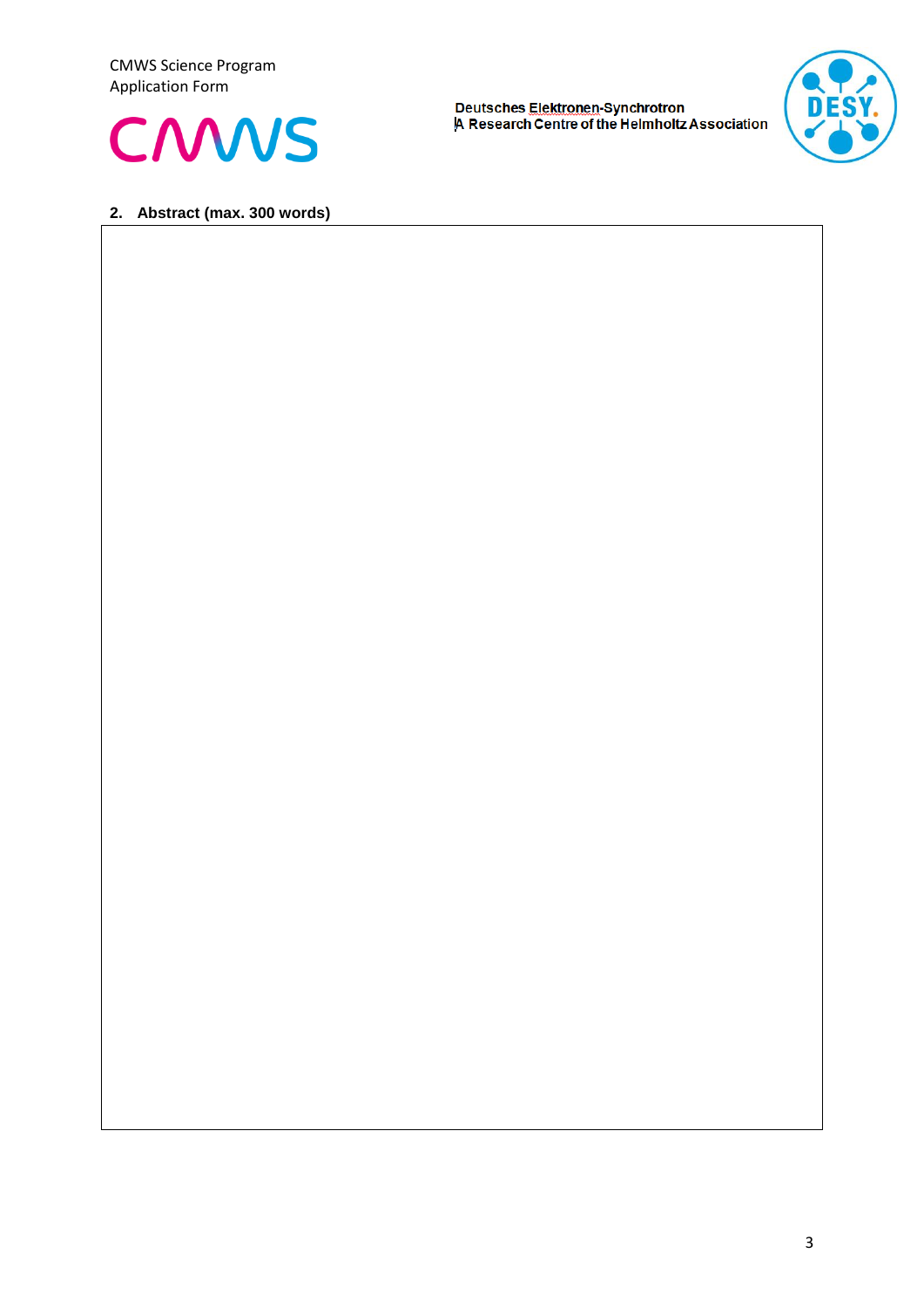## 2. Abstract (max. 300 words)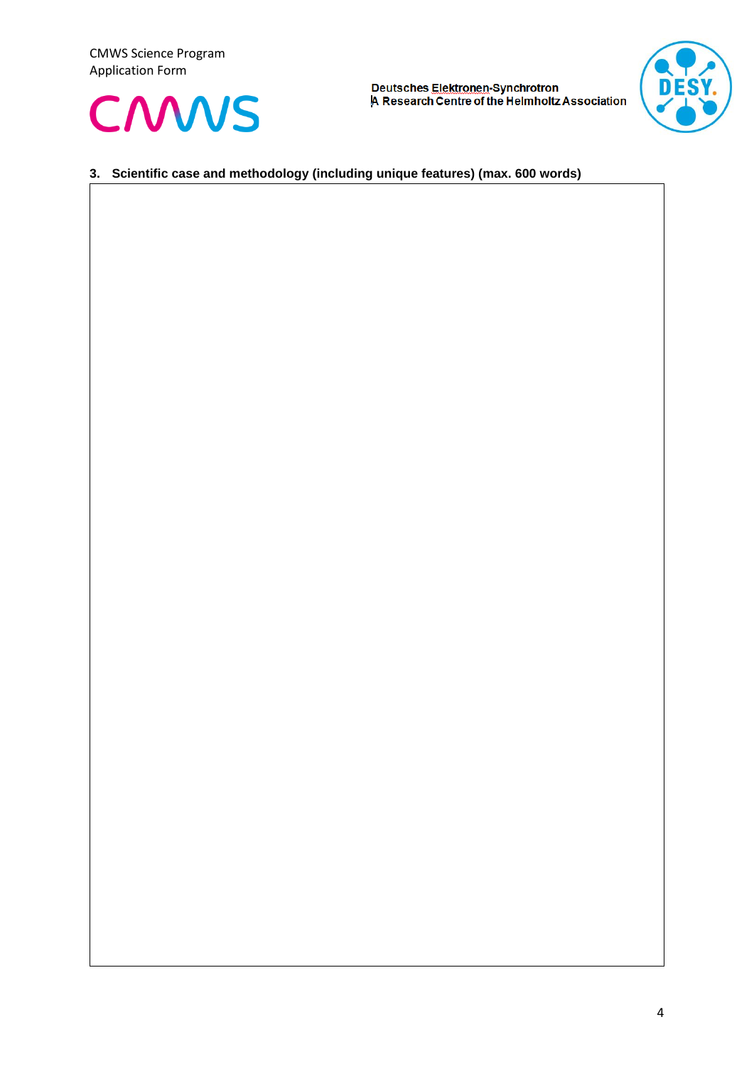### 3. Scientific case and methodology (including unique features) (max. 600 words)

| |
|---|
| |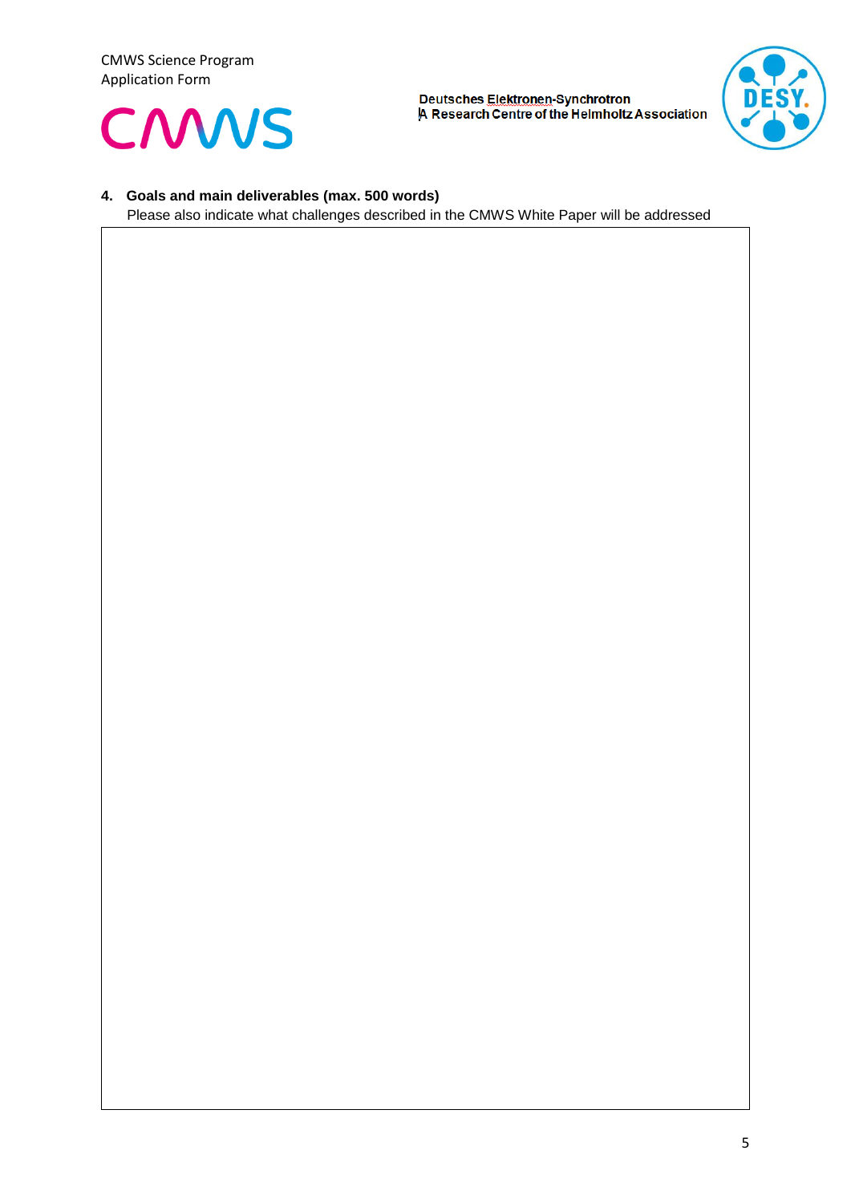**4. Goals and main deliverables (max. 500 words)**

Please also indicate what challenges described in the CMWS White Paper will be addressed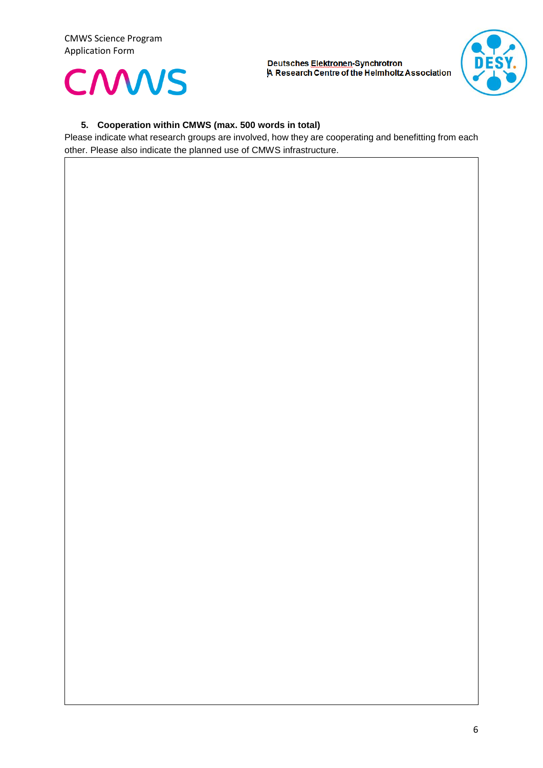### 5. Cooperation within CMWS (max. 500 words in total)

Please indicate what research groups are involved, how they are cooperating and benefitting from each other. Please also indicate the planned use of CMWS infrastructure.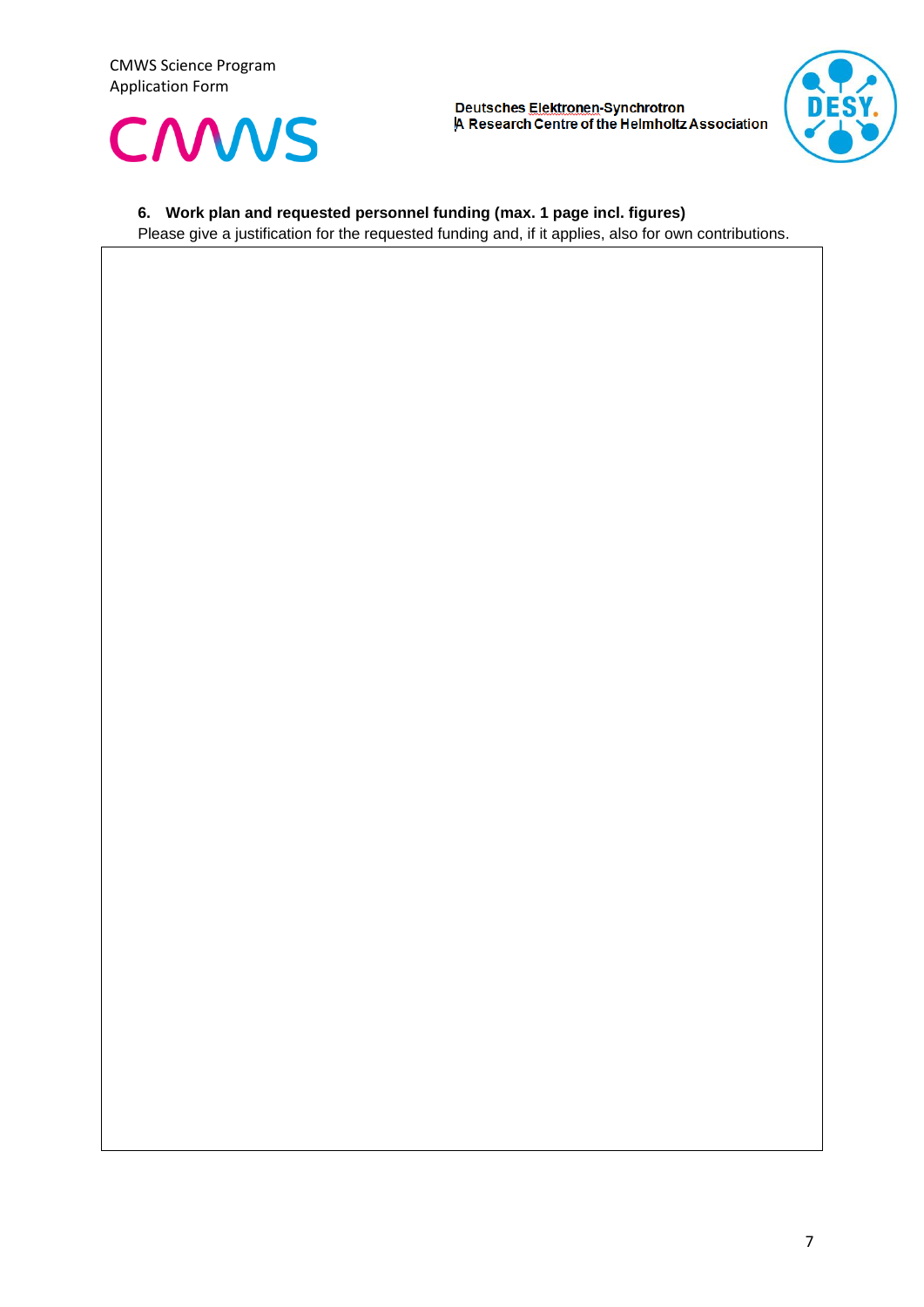CMWS Science Program
Application Form

CMWS

Deutsches Elektronen-Synchrotron
A Research Centre of the Helmholtz Association

DESY.

### 6. Work plan and requested personnel funding (max. 1 page incl. figures)

Please give a justification for the requested funding and, if it applies, also for own contributions.